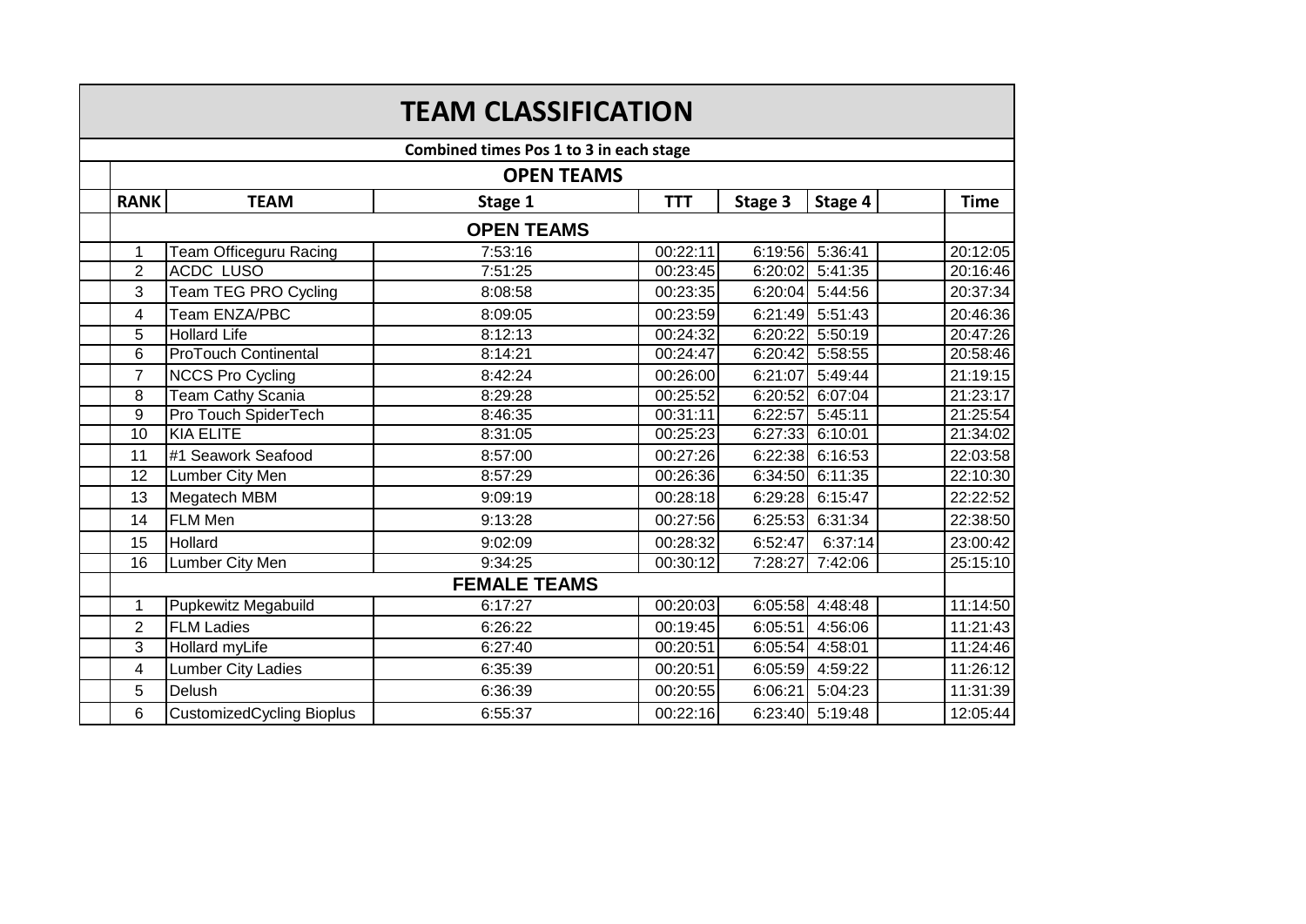# TEAM CLASSIFICATION

**Combined times Pos 1 to 3 in each stage**

## OPEN TEAMS

| RANK | TEAM | Stage 1 | TTT | Stage 3 | Stage 4 | | Time |
|---|---|---|---|---|---|---|---|
| | **OPEN TEAMS** | | | | | | |
| 1 | Team Officeguru Racing | 7:53:16 | 00:22:11 | 6:19:56 | 5:36:41 | | 20:12:05 |
| 2 | ACDC LUSO | 7:51:25 | 00:23:45 | 6:20:02 | 5:41:35 | | 20:16:46 |
| 3 | Team TEG PRO Cycling | 8:08:58 | 00:23:35 | 6:20:04 | 5:44:56 | | 20:37:34 |
| 4 | Team ENZA/PBC | 8:09:05 | 00:23:59 | 6:21:49 | 5:51:43 | | 20:46:36 |
| 5 | Hollard Life | 8:12:13 | 00:24:32 | 6:20:22 | 5:50:19 | | 20:47:26 |
| 6 | ProTouch Continental | 8:14:21 | 00:24:47 | 6:20:42 | 5:58:55 | | 20:58:46 |
| 7 | NCCS Pro Cycling | 8:42:24 | 00:26:00 | 6:21:07 | 5:49:44 | | 21:19:15 |
| 8 | Team Cathy Scania | 8:29:28 | 00:25:52 | 6:20:52 | 6:07:04 | | 21:23:17 |
| 9 | Pro Touch SpiderTech | 8:46:35 | 00:31:11 | 6:22:57 | 5:45:11 | | 21:25:54 |
| 10 | KIA ELITE | 8:31:05 | 00:25:23 | 6:27:33 | 6:10:01 | | 21:34:02 |
| 11 | #1 Seawork Seafood | 8:57:00 | 00:27:26 | 6:22:38 | 6:16:53 | | 22:03:58 |
| 12 | Lumber City Men | 8:57:29 | 00:26:36 | 6:34:50 | 6:11:35 | | 22:10:30 |
| 13 | Megatech MBM | 9:09:19 | 00:28:18 | 6:29:28 | 6:15:47 | | 22:22:52 |
| 14 | FLM Men | 9:13:28 | 00:27:56 | 6:25:53 | 6:31:34 | | 22:38:50 |
| 15 | Hollard | 9:02:09 | 00:28:32 | 6:52:47 | 6:37:14 | | 23:00:42 |
| 16 | Lumber City Men | 9:34:25 | 00:30:12 | 7:28:27 | 7:42:06 | | 25:15:10 |
| | **FEMALE TEAMS** | | | | | | |
| 1 | Pupkewitz Megabuild | 6:17:27 | 00:20:03 | 6:05:58 | 4:48:48 | | 11:14:50 |
| 2 | FLM Ladies | 6:26:22 | 00:19:45 | 6:05:51 | 4:56:06 | | 11:21:43 |
| 3 | Hollard myLife | 6:27:40 | 00:20:51 | 6:05:54 | 4:58:01 | | 11:24:46 |
| 4 | Lumber City Ladies | 6:35:39 | 00:20:51 | 6:05:59 | 4:59:22 | | 11:26:12 |
| 5 | Delush | 6:36:39 | 00:20:55 | 6:06:21 | 5:04:23 | | 11:31:39 |
| 6 | CustomizedCycling Bioplus | 6:55:37 | 00:22:16 | 6:23:40 | 5:19:48 | | 12:05:44 |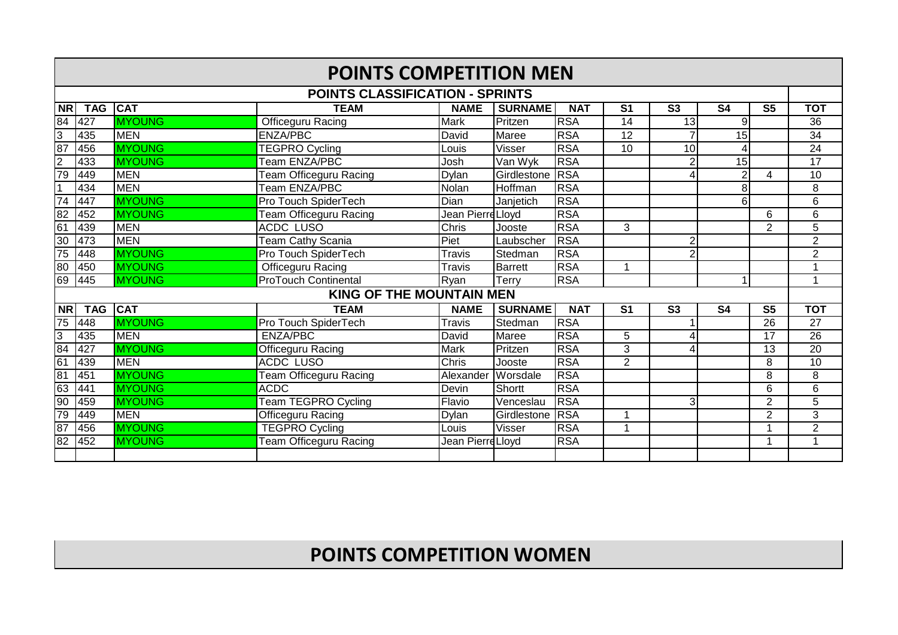# POINTS COMPETITION MEN

## POINTS CLASSIFICATION - SPRINTS

| NR | TAG | CAT | TEAM | NAME | SURNAME | NAT | S1 | S3 | S4 | S5 | TOT |
|---|---|---|---|---|---|---|---|---|---|---|---|
| 84 | 427 | MYOUNG | Officeguru Racing | Mark | Pritzen | RSA | 14 | 13 | 9 | | 36 |
| 3 | 435 | MEN | ENZA/PBC | David | Maree | RSA | 12 | 7 | 15 | | 34 |
| 87 | 456 | MYOUNG | TEGPRO Cycling | Louis | Visser | RSA | 10 | 10 | 4 | | 24 |
| 2 | 433 | MYOUNG | Team ENZA/PBC | Josh | Van Wyk | RSA | | 2 | 15 | | 17 |
| 79 | 449 | MEN | Team Officeguru Racing | Dylan | Girdlestone | RSA | | 4 | 2 | 4 | 10 |
| 1 | 434 | MEN | Team ENZA/PBC | Nolan | Hoffman | RSA | | | 8 | | 8 |
| 74 | 447 | MYOUNG | Pro Touch SpiderTech | Dian | Janjetich | RSA | | | 6 | | 6 |
| 82 | 452 | MYOUNG | Team Officeguru Racing | Jean Pierre | Lloyd | RSA | | | | 6 | 6 |
| 61 | 439 | MEN | ACDC LUSO | Chris | Jooste | RSA | 3 | | | 2 | 5 |
| 30 | 473 | MEN | Team Cathy Scania | Piet | Laubscher | RSA | | 2 | | | 2 |
| 75 | 448 | MYOUNG | Pro Touch SpiderTech | Travis | Stedman | RSA | | 2 | | | 2 |
| 80 | 450 | MYOUNG | Officeguru Racing | Travis | Barrett | RSA | 1 | | | | 1 |
| 69 | 445 | MYOUNG | ProTouch Continental | Ryan | Terry | RSA | | | 1 | | 1 |

## KING OF THE MOUNTAIN MEN

| NR | TAG | CAT | TEAM | NAME | SURNAME | NAT | S1 | S3 | S4 | S5 | TOT |
|---|---|---|---|---|---|---|---|---|---|---|---|
| 75 | 448 | MYOUNG | Pro Touch SpiderTech | Travis | Stedman | RSA | | 1 | | 26 | 27 |
| 3 | 435 | MEN | ENZA/PBC | David | Maree | RSA | 5 | 4 | | 17 | 26 |
| 84 | 427 | MYOUNG | Officeguru Racing | Mark | Pritzen | RSA | 3 | 4 | | 13 | 20 |
| 61 | 439 | MEN | ACDC LUSO | Chris | Jooste | RSA | 2 | | | 8 | 10 |
| 81 | 451 | MYOUNG | Team Officeguru Racing | Alexander | Worsdale | RSA | | | | 8 | 8 |
| 63 | 441 | MYOUNG | ACDC | Devin | Shortt | RSA | | | | 6 | 6 |
| 90 | 459 | MYOUNG | Team TEGPRO Cycling | Flavio | Venceslau | RSA | | 3 | | 2 | 5 |
| 79 | 449 | MEN | Officeguru Racing | Dylan | Girdlestone | RSA | 1 | | | 2 | 3 |
| 87 | 456 | MYOUNG | TEGPRO Cycling | Louis | Visser | RSA | 1 | | | 1 | 2 |
| 82 | 452 | MYOUNG | Team Officeguru Racing | Jean Pierre | Lloyd | RSA | | | | 1 | 1 |

# POINTS COMPETITION WOMEN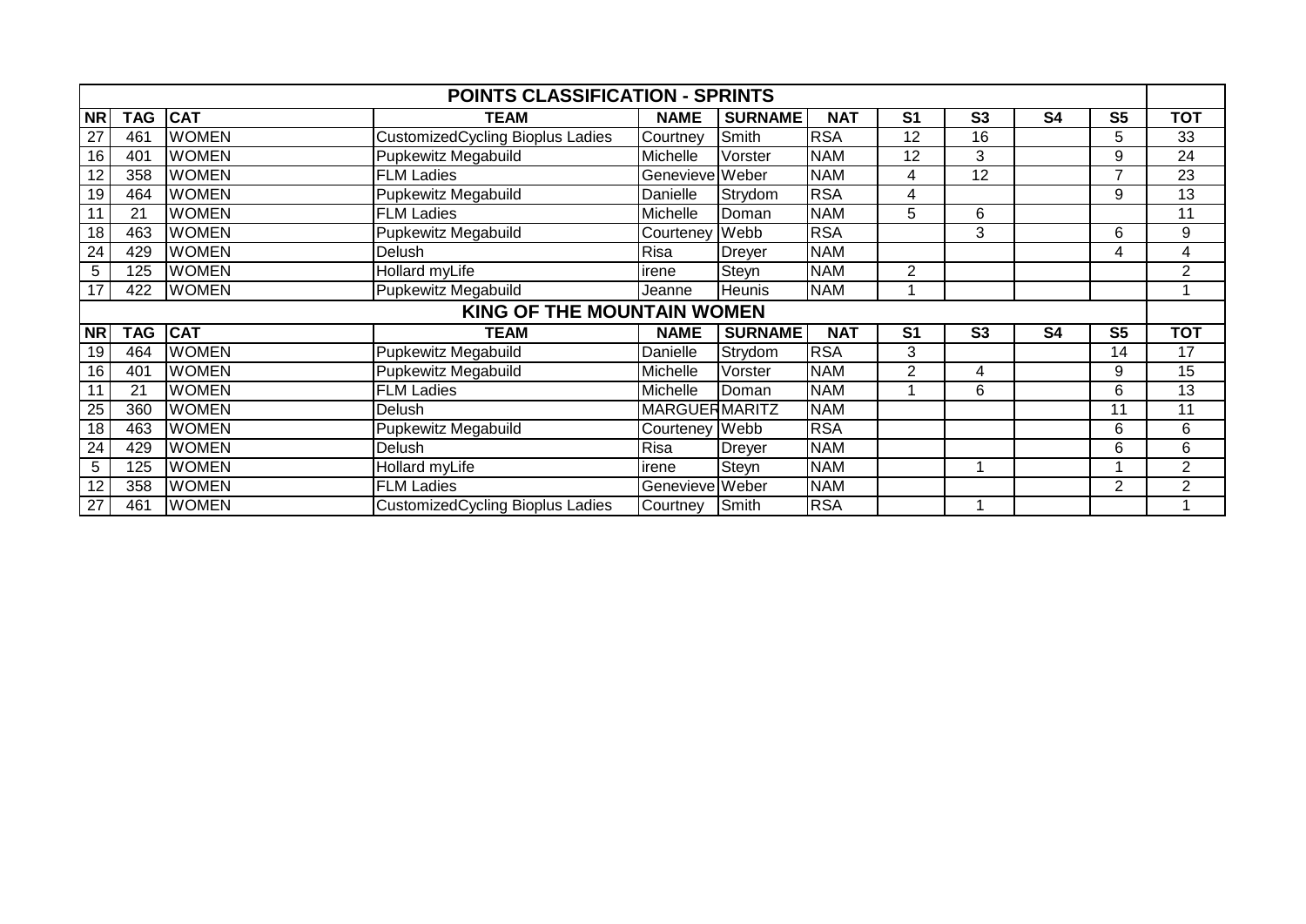| POINTS CLASSIFICATION - SPRINTS | | | | | | | | | | | |
|---|---|---|---|---|---|---|---|---|---|---|---|
| **NR** | **TAG** | **CAT** | **TEAM** | **NAME** | **SURNAME** | **NAT** | **S1** | **S3** | **S4** | **S5** | **TOT** |
| 27 | 461 | WOMEN | CustomizedCycling Bioplus Ladies | Courtney | Smith | RSA | 12 | 16 | | 5 | 33 |
| 16 | 401 | WOMEN | Pupkewitz Megabuild | Michelle | Vorster | NAM | 12 | 3 | | 9 | 24 |
| 12 | 358 | WOMEN | FLM Ladies | Genevieve | Weber | NAM | 4 | 12 | | 7 | 23 |
| 19 | 464 | WOMEN | Pupkewitz Megabuild | Danielle | Strydom | RSA | 4 | | | 9 | 13 |
| 11 | 21 | WOMEN | FLM Ladies | Michelle | Doman | NAM | 5 | 6 | | | 11 |
| 18 | 463 | WOMEN | Pupkewitz Megabuild | Courteney | Webb | RSA | | 3 | | 6 | 9 |
| 24 | 429 | WOMEN | Delush | Risa | Dreyer | NAM | | | | 4 | 4 |
| 5 | 125 | WOMEN | Hollard myLife | irene | Steyn | NAM | 2 | | | | 2 |
| 17 | 422 | WOMEN | Pupkewitz Megabuild | Jeanne | Heunis | NAM | 1 | | | | 1 |
| **KING OF THE MOUNTAIN WOMEN** | | | | | | | | | | | |
| **NR** | **TAG** | **CAT** | **TEAM** | **NAME** | **SURNAME** | **NAT** | **S1** | **S3** | **S4** | **S5** | **TOT** |
| 19 | 464 | WOMEN | Pupkewitz Megabuild | Danielle | Strydom | RSA | 3 | | | 14 | 17 |
| 16 | 401 | WOMEN | Pupkewitz Megabuild | Michelle | Vorster | NAM | 2 | 4 | | 9 | 15 |
| 11 | 21 | WOMEN | FLM Ladies | Michelle | Doman | NAM | 1 | 6 | | 6 | 13 |
| 25 | 360 | WOMEN | Delush | MARGUERITE | MARITZ | NAM | | | | 11 | 11 |
| 18 | 463 | WOMEN | Pupkewitz Megabuild | Courteney | Webb | RSA | | | | 6 | 6 |
| 24 | 429 | WOMEN | Delush | Risa | Dreyer | NAM | | | | 6 | 6 |
| 5 | 125 | WOMEN | Hollard myLife | irene | Steyn | NAM | | 1 | | 1 | 2 |
| 12 | 358 | WOMEN | FLM Ladies | Genevieve | Weber | NAM | | | | 2 | 2 |
| 27 | 461 | WOMEN | CustomizedCycling Bioplus Ladies | Courtney | Smith | RSA | | 1 | | | 1 |